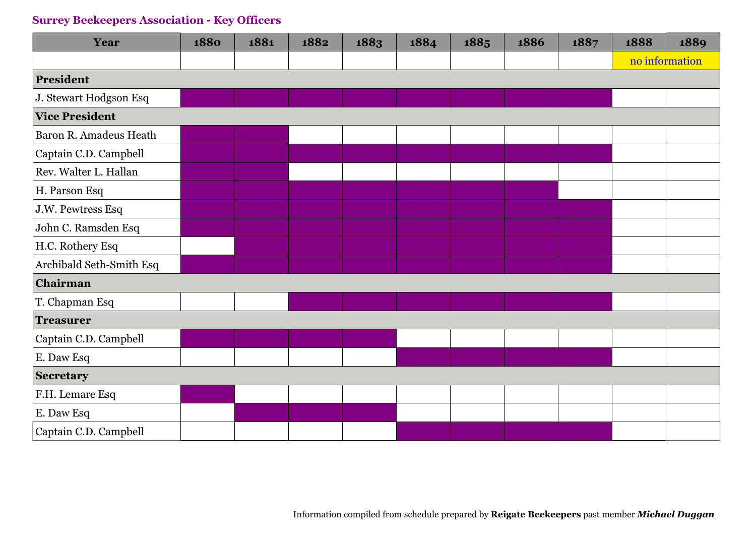## Surrey Beekeepers Association - Key Officers

| Year | 1880 | 1881 | 1882 | 1883 | 1884 | 1885 | 1886 | 1887 | 1888 | 1889 |
|---|---|---|---|---|---|---|---|---|---|---|
| | | | | | | | | | no information | |
| **President** | | | | | | | | | | |
| J. Stewart Hodgson Esq | ■ | ■ | ■ | ■ | ■ | ■ | ■ | ■ | | |
| **Vice President** | | | | | | | | | | |
| Baron R. Amadeus Heath | ■ | ■ | | | | | | | | |
| Captain C.D. Campbell | ■ | ■ | ■ | ■ | ■ | ■ | ■ | ■ | | |
| Rev. Walter L. Hallan | ■ | ■ | | | | | | | | |
| H. Parson Esq | ■ | ■ | ■ | ■ | ■ | ■ | ■ | | | |
| J.W. Pewtress Esq | ■ | ■ | ■ | ■ | ■ | ■ | ■ | ■ | | |
| John C. Ramsden Esq | ■ | ■ | ■ | ■ | ■ | ■ | ■ | ■ | | |
| H.C. Rothery Esq | | ■ | ■ | ■ | ■ | ■ | ■ | ■ | | |
| Archibald Seth-Smith Esq | ■ | ■ | ■ | ■ | ■ | ■ | ■ | ■ | | |
| **Chairman** | | | | | | | | | | |
| T. Chapman Esq | | | ■ | ■ | ■ | ■ | ■ | ■ | | |
| **Treasurer** | | | | | | | | | | |
| Captain C.D. Campbell | ■ | ■ | ■ | ■ | | | | | | |
| E. Daw Esq | | | | | ■ | ■ | ■ | ■ | | |
| **Secretary** | | | | | | | | | | |
| F.H. Lemare Esq | ■ | | | | | | | | | |
| E. Daw Esq | | ■ | ■ | ■ | | | | | | |
| Captain C.D. Campbell | | | | | ■ | ■ | ■ | ■ | | |

Information compiled from schedule prepared by **Reigate Beekeepers** past member ***Michael Duggan***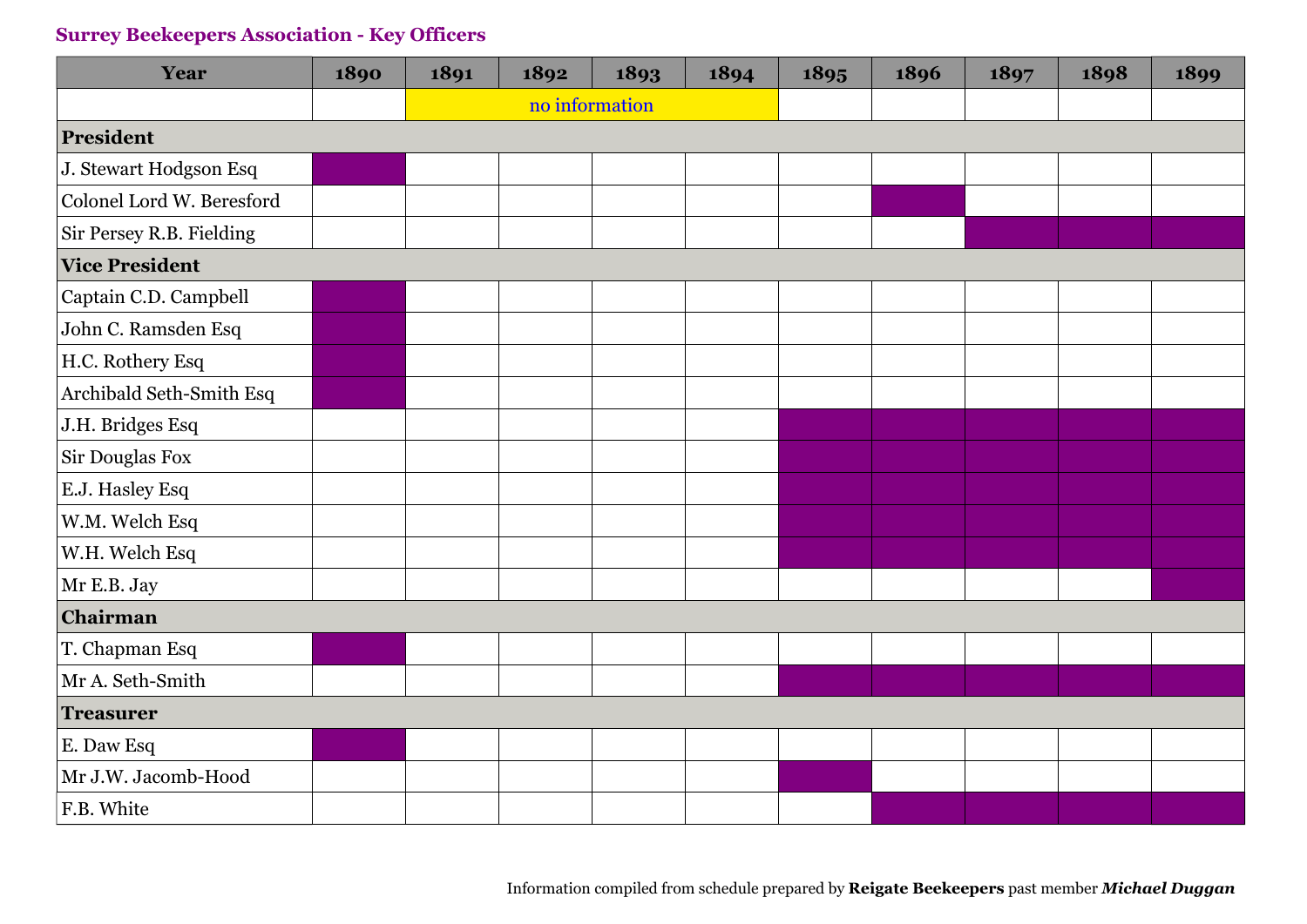## Surrey Beekeepers Association - Key Officers

| Year | 1890 | 1891 | 1892 | 1893 | 1894 | 1895 | 1896 | 1897 | 1898 | 1899 |
|---|---|---|---|---|---|---|---|---|---|---|
| | | no information | | | | | | | | |
| **President** | | | | | | | | | | |
| J. Stewart Hodgson Esq | ■ | | | | | | | | | |
| Colonel Lord W. Beresford | | | | | | | ■ | | | |
| Sir Persey R.B. Fielding | | | | | | | | ■ | ■ | ■ |
| **Vice President** | | | | | | | | | | |
| Captain C.D. Campbell | ■ | | | | | | | | | |
| John C. Ramsden Esq | ■ | | | | | | | | | |
| H.C. Rothery Esq | ■ | | | | | | | | | |
| Archibald Seth-Smith Esq | ■ | | | | | | | | | |
| J.H. Bridges Esq | | | | | | ■ | ■ | ■ | ■ | ■ |
| Sir Douglas Fox | | | | | | ■ | ■ | ■ | ■ | ■ |
| E.J. Hasley Esq | | | | | | ■ | ■ | ■ | ■ | ■ |
| W.M. Welch Esq | | | | | | ■ | ■ | ■ | ■ | ■ |
| W.H. Welch Esq | | | | | | ■ | ■ | ■ | ■ | ■ |
| Mr E.B. Jay | | | | | | | | | | ■ |
| **Chairman** | | | | | | | | | | |
| T. Chapman Esq | ■ | | | | | | | | | |
| Mr A. Seth-Smith | | | | | | ■ | ■ | ■ | ■ | ■ |
| **Treasurer** | | | | | | | | | | |
| E. Daw Esq | ■ | | | | | | | | | |
| Mr J.W. Jacomb-Hood | | | | | | ■ | | | | |
| F.B. White | | | | | | | ■ | ■ | ■ | ■ |

Information compiled from schedule prepared by **Reigate Beekeepers** past member ***Michael Duggan***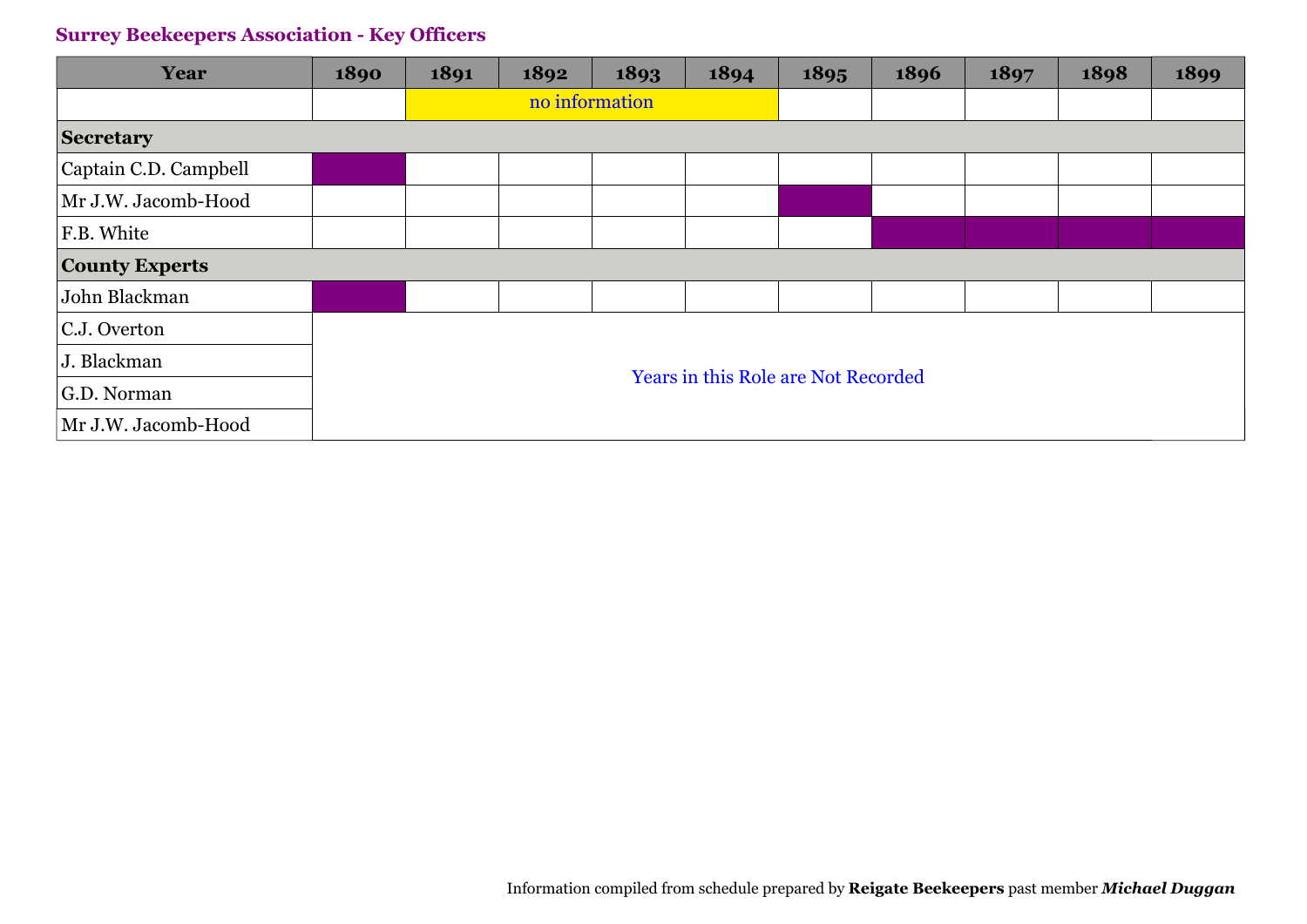## Surrey Beekeepers Association - Key Officers

| Year | 1890 | 1891 | 1892 | 1893 | 1894 | 1895 | 1896 | 1897 | 1898 | 1899 |
|---|---|---|---|---|---|---|---|---|---|---|
| | | no information | | | | | | | | |
| **Secretary** | | | | | | | | | | |
| Captain C.D. Campbell | ■ | | | | | | | | | |
| Mr J.W. Jacomb-Hood | | | | | | ■ | | | | |
| F.B. White | | | | | | | ■ | ■ | ■ | ■ |
| **County Experts** | | | | | | | | | | |
| John Blackman | ■ | | | | | | | | | |
| C.J. Overton | Years in this Role are Not Recorded | | | | | | | | | |
| J. Blackman | | | | | | | | | | |
| G.D. Norman | | | | | | | | | | |
| Mr J.W. Jacomb-Hood | | | | | | | | | | |

Information compiled from schedule prepared by **Reigate Beekeepers** past member ***Michael Duggan***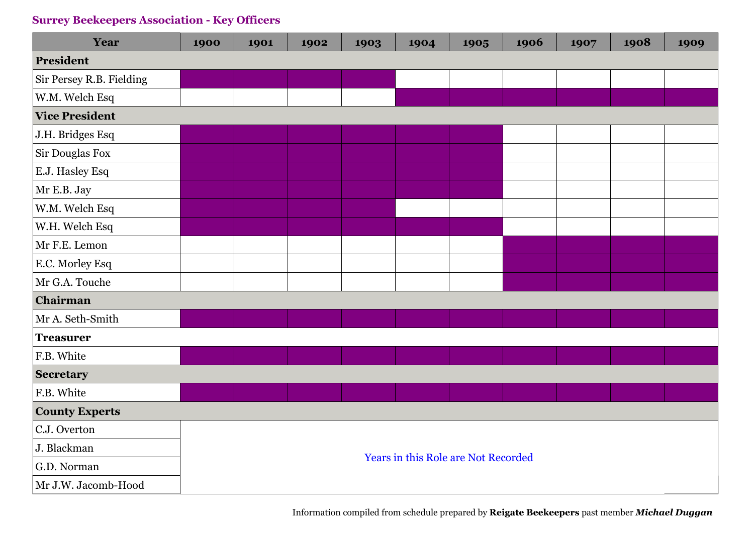## Surrey Beekeepers Association - Key Officers

| Year | 1900 | 1901 | 1902 | 1903 | 1904 | 1905 | 1906 | 1907 | 1908 | 1909 |
|---|---|---|---|---|---|---|---|---|---|---|
| **President** | | | | | | | | | | |
| Sir Persey R.B. Fielding | ■ | ■ | ■ | ■ | | | | | | |
| W.M. Welch Esq | | | | | ■ | ■ | ■ | ■ | ■ | ■ |
| **Vice President** | | | | | | | | | | |
| J.H. Bridges Esq | ■ | ■ | ■ | ■ | ■ | ■ | | | | |
| Sir Douglas Fox | ■ | ■ | ■ | ■ | ■ | ■ | | | | |
| E.J. Hasley Esq | ■ | ■ | ■ | ■ | ■ | ■ | | | | |
| Mr E.B. Jay | ■ | ■ | ■ | ■ | ■ | ■ | | | | |
| W.M. Welch Esq | ■ | ■ | ■ | ■ | | | | | | |
| W.H. Welch Esq | ■ | ■ | ■ | ■ | ■ | ■ | | | | |
| Mr F.E. Lemon | | | | | | | ■ | ■ | ■ | ■ |
| E.C. Morley Esq | | | | | | | ■ | ■ | ■ | ■ |
| Mr G.A. Touche | | | | | | | ■ | ■ | ■ | ■ |
| **Chairman** | | | | | | | | | | |
| Mr A. Seth-Smith | ■ | ■ | ■ | ■ | ■ | ■ | ■ | ■ | ■ | ■ |
| **Treasurer** | | | | | | | | | | |
| F.B. White | ■ | ■ | ■ | ■ | ■ | ■ | ■ | ■ | ■ | ■ |
| **Secretary** | | | | | | | | | | |
| F.B. White | ■ | ■ | ■ | ■ | ■ | ■ | ■ | ■ | ■ | ■ |
| **County Experts** | | | | | | | | | | |
| C.J. Overton | Years in this Role are Not Recorded | | | | | | | | | |
| J. Blackman | | | | | | | | | | |
| G.D. Norman | | | | | | | | | | |
| Mr J.W. Jacomb-Hood | | | | | | | | | | |

Information compiled from schedule prepared by **Reigate Beekeepers** past member ***Michael Duggan***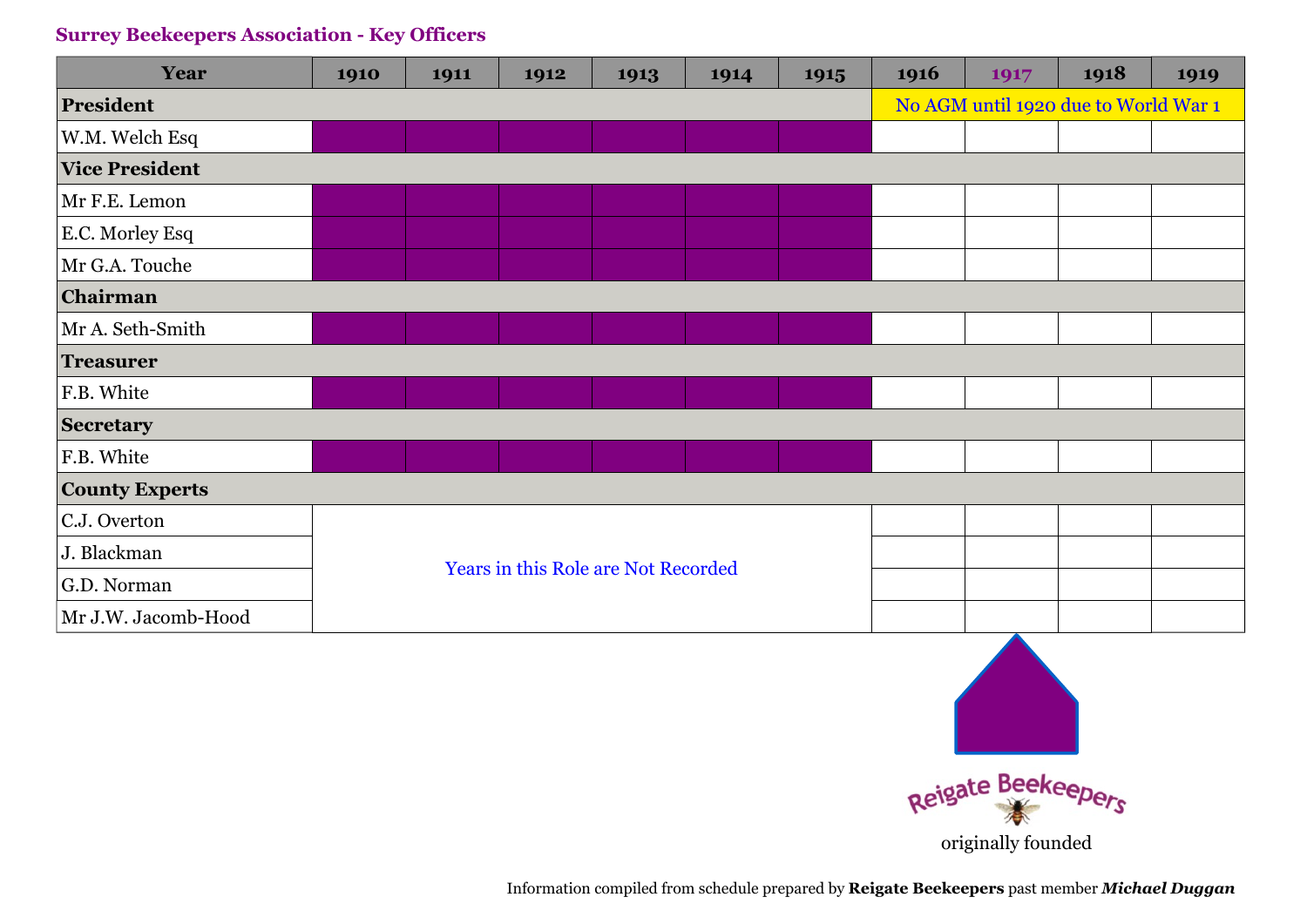## Surrey Beekeepers Association - Key Officers

| Year | 1910 | 1911 | 1912 | 1913 | 1914 | 1915 | 1916 | 1917 | 1918 | 1919 |
|---|---|---|---|---|---|---|---|---|---|---|
| **President** | | | | | | | No AGM until 1920 due to World War 1 | | | |
| W.M. Welch Esq | ■ | ■ | ■ | ■ | ■ | ■ | | | | |
| **Vice President** | | | | | | | | | | |
| Mr F.E. Lemon | ■ | ■ | ■ | ■ | ■ | ■ | | | | |
| E.C. Morley Esq | ■ | ■ | ■ | ■ | ■ | ■ | | | | |
| Mr G.A. Touche | ■ | ■ | ■ | ■ | ■ | ■ | | | | |
| **Chairman** | | | | | | | | | | |
| Mr A. Seth-Smith | ■ | ■ | ■ | ■ | ■ | ■ | | | | |
| **Treasurer** | | | | | | | | | | |
| F.B. White | ■ | ■ | ■ | ■ | ■ | ■ | | | | |
| **Secretary** | | | | | | | | | | |
| F.B. White | ■ | ■ | ■ | ■ | ■ | ■ | | | | |
| **County Experts** | | | | | | | | | | |
| C.J. Overton | Years in this Role are Not Recorded | | | | | | | | | |
| J. Blackman | | | | | | | | | | |
| G.D. Norman | | | | | | | | | | |
| Mr J.W. Jacomb-Hood | | | | | | | | | | |

Reigate Beekeepers originally founded

Information compiled from schedule prepared by **Reigate Beekeepers** past member ***Michael Duggan***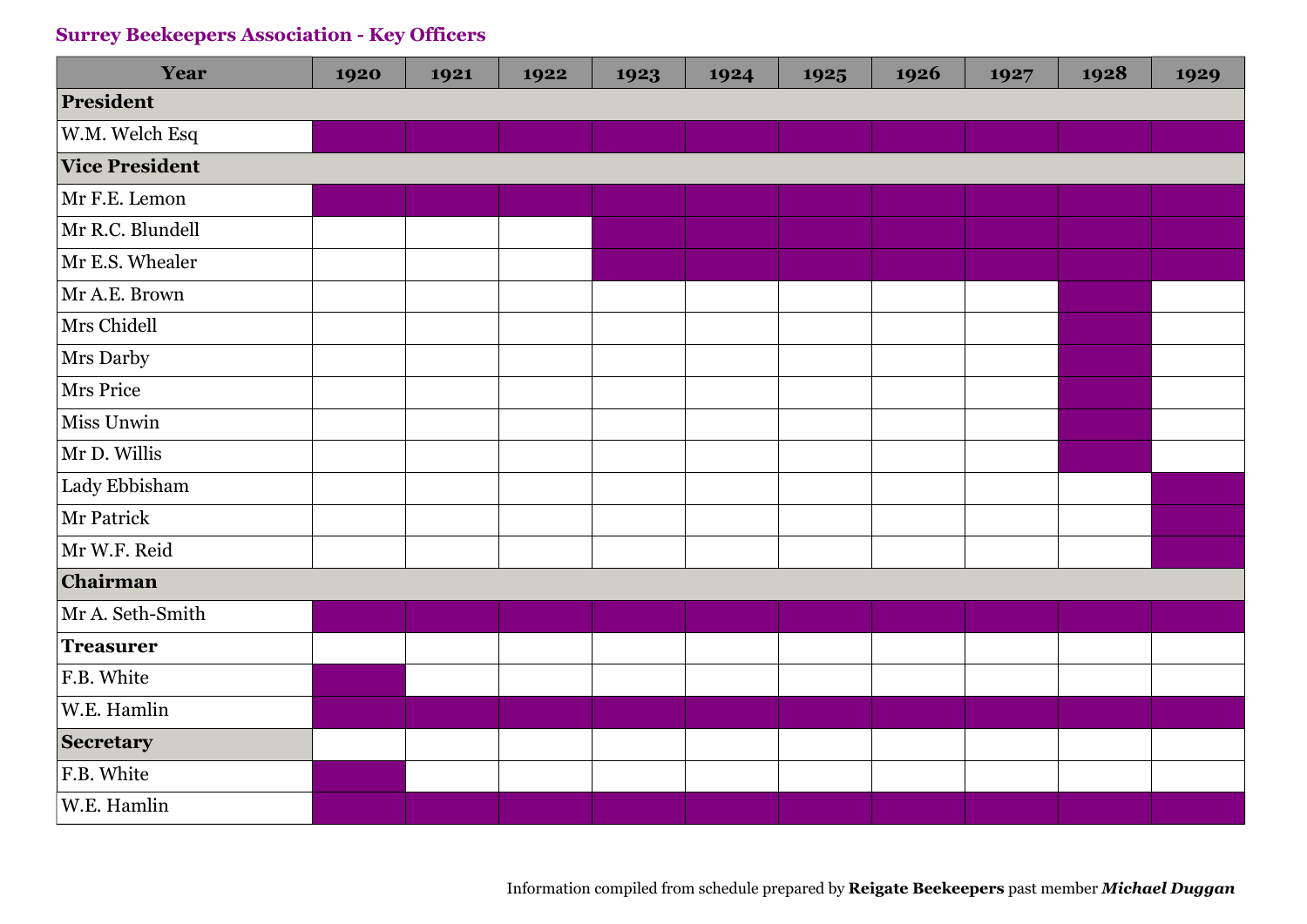## Surrey Beekeepers Association - Key Officers

| Year | 1920 | 1921 | 1922 | 1923 | 1924 | 1925 | 1926 | 1927 | 1928 | 1929 |
|---|---|---|---|---|---|---|---|---|---|---|
| **President** | | | | | | | | | | |
| W.M. Welch Esq | ■ | ■ | ■ | ■ | ■ | ■ | ■ | ■ | ■ | ■ |
| **Vice President** | | | | | | | | | | |
| Mr F.E. Lemon | ■ | ■ | ■ | ■ | ■ | ■ | ■ | ■ | ■ | ■ |
| Mr R.C. Blundell | | | | ■ | ■ | ■ | ■ | ■ | ■ | ■ |
| Mr E.S. Whealer | | | | ■ | ■ | ■ | ■ | ■ | ■ | ■ |
| Mr A.E. Brown | | | | | | | | | ■ | |
| Mrs Chidell | | | | | | | | | ■ | |
| Mrs Darby | | | | | | | | | ■ | |
| Mrs Price | | | | | | | | | ■ | |
| Miss Unwin | | | | | | | | | ■ | |
| Mr D. Willis | | | | | | | | | ■ | |
| Lady Ebbisham | | | | | | | | | | ■ |
| Mr Patrick | | | | | | | | | | ■ |
| Mr W.F. Reid | | | | | | | | | | ■ |
| **Chairman** | | | | | | | | | | |
| Mr A. Seth-Smith | ■ | ■ | ■ | ■ | ■ | ■ | ■ | ■ | ■ | ■ |
| **Treasurer** | | | | | | | | | | |
| F.B. White | ■ | | | | | | | | | |
| W.E. Hamlin | ■ | ■ | ■ | ■ | ■ | ■ | ■ | ■ | ■ | ■ |
| **Secretary** | | | | | | | | | | |
| F.B. White | ■ | | | | | | | | | |
| W.E. Hamlin | ■ | ■ | ■ | ■ | ■ | ■ | ■ | ■ | ■ | ■ |

Information compiled from schedule prepared by **Reigate Beekeepers** past member ***Michael Duggan***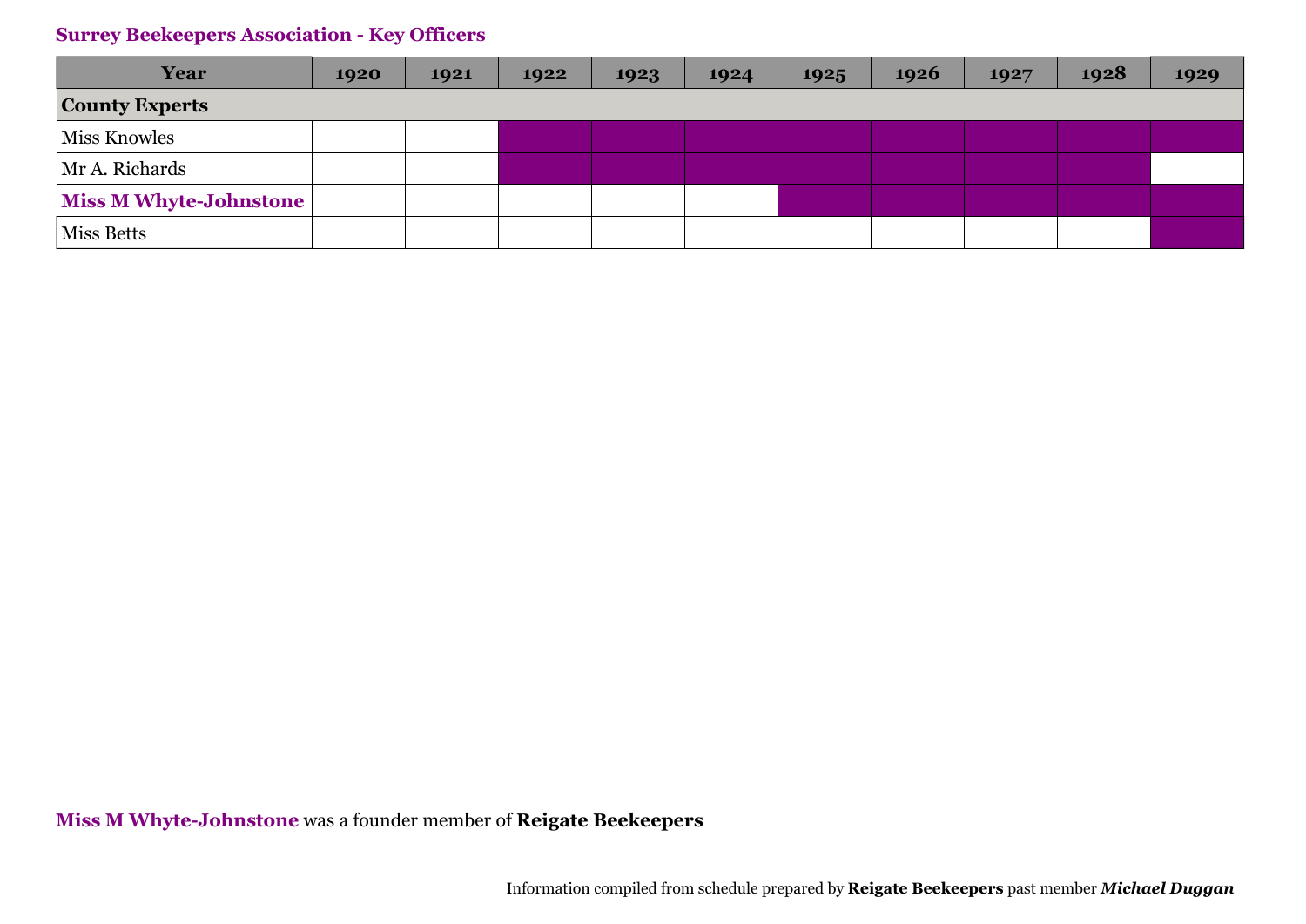## Surrey Beekeepers Association - Key Officers

| Year | 1920 | 1921 | 1922 | 1923 | 1924 | 1925 | 1926 | 1927 | 1928 | 1929 |
|---|---|---|---|---|---|---|---|---|---|---|
| **County Experts** | | | | | | | | | | |
| Miss Knowles | | | ■ | ■ | ■ | ■ | ■ | ■ | ■ | ■ |
| Mr A. Richards | | | ■ | ■ | ■ | ■ | ■ | ■ | ■ | |
| **Miss M Whyte-Johnstone** | | | | | | ■ | ■ | ■ | ■ | ■ |
| Miss Betts | | | | | | | | | | ■ |

**Miss M Whyte-Johnstone** was a founder member of **Reigate Beekeepers**

Information compiled from schedule prepared by **Reigate Beekeepers** past member ***Michael Duggan***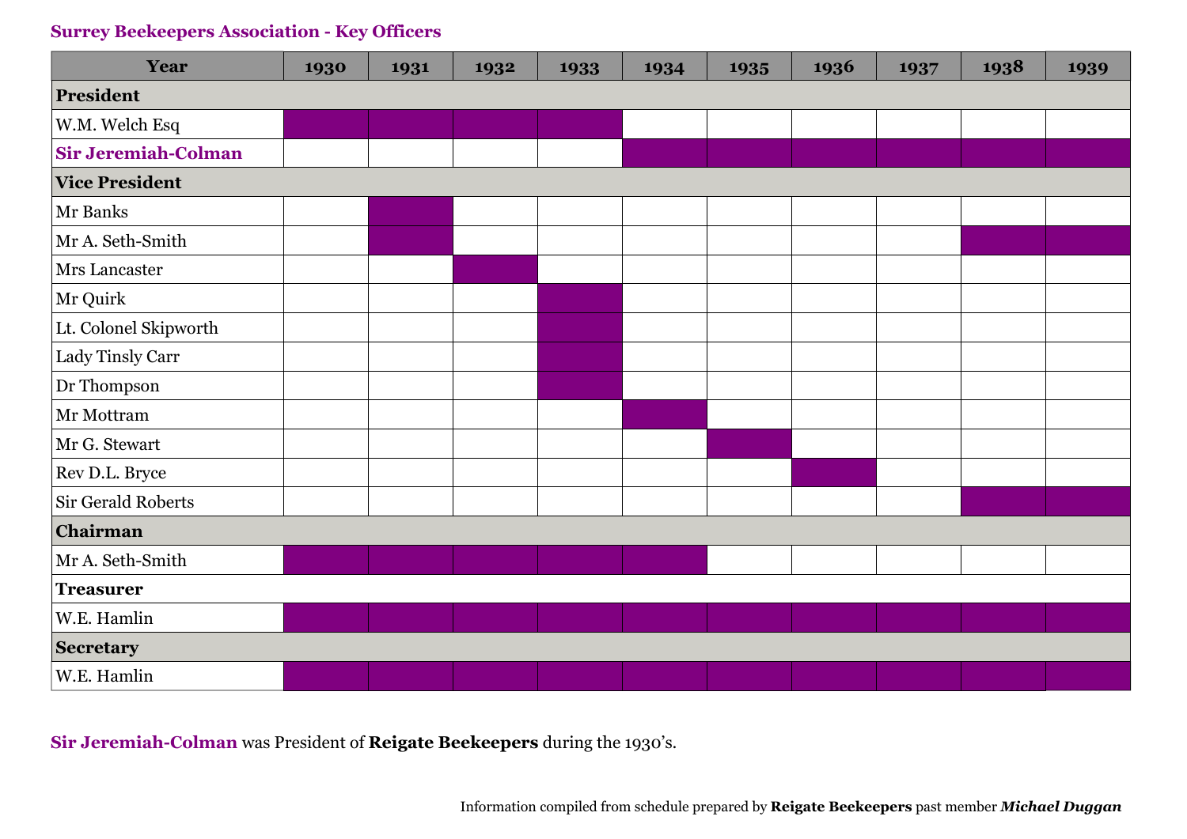**Surrey Beekeepers Association - Key Officers**

| Year | 1930 | 1931 | 1932 | 1933 | 1934 | 1935 | 1936 | 1937 | 1938 | 1939 |
|---|---|---|---|---|---|---|---|---|---|---|
| **President** | | | | | | | | | | |
| W.M. Welch Esq | ■ | ■ | ■ | ■ | | | | | | |
| **Sir Jeremiah-Colman** | | | | | ■ | ■ | ■ | ■ | ■ | ■ |
| **Vice President** | | | | | | | | | | |
| Mr Banks | | ■ | | | | | | | | |
| Mr A. Seth-Smith | | ■ | | | | | | | ■ | ■ |
| Mrs Lancaster | | | ■ | | | | | | | |
| Mr Quirk | | | | ■ | | | | | | |
| Lt. Colonel Skipworth | | | | ■ | | | | | | |
| Lady Tinsly Carr | | | | ■ | | | | | | |
| Dr Thompson | | | | ■ | | | | | | |
| Mr Mottram | | | | | ■ | | | | | |
| Mr G. Stewart | | | | | | ■ | | | | |
| Rev D.L. Bryce | | | | | | | ■ | | | |
| Sir Gerald Roberts | | | | | | | | | ■ | ■ |
| **Chairman** | | | | | | | | | | |
| Mr A. Seth-Smith | ■ | ■ | ■ | ■ | ■ | | | | | |
| **Treasurer** | | | | | | | | | | |
| W.E. Hamlin | ■ | ■ | ■ | ■ | ■ | ■ | ■ | ■ | ■ | ■ |
| **Secretary** | | | | | | | | | | |
| W.E. Hamlin | ■ | ■ | ■ | ■ | ■ | ■ | ■ | ■ | ■ | ■ |

**Sir Jeremiah-Colman** was President of **Reigate Beekeepers** during the 1930's.

Information compiled from schedule prepared by **Reigate Beekeepers** past member ***Michael Duggan***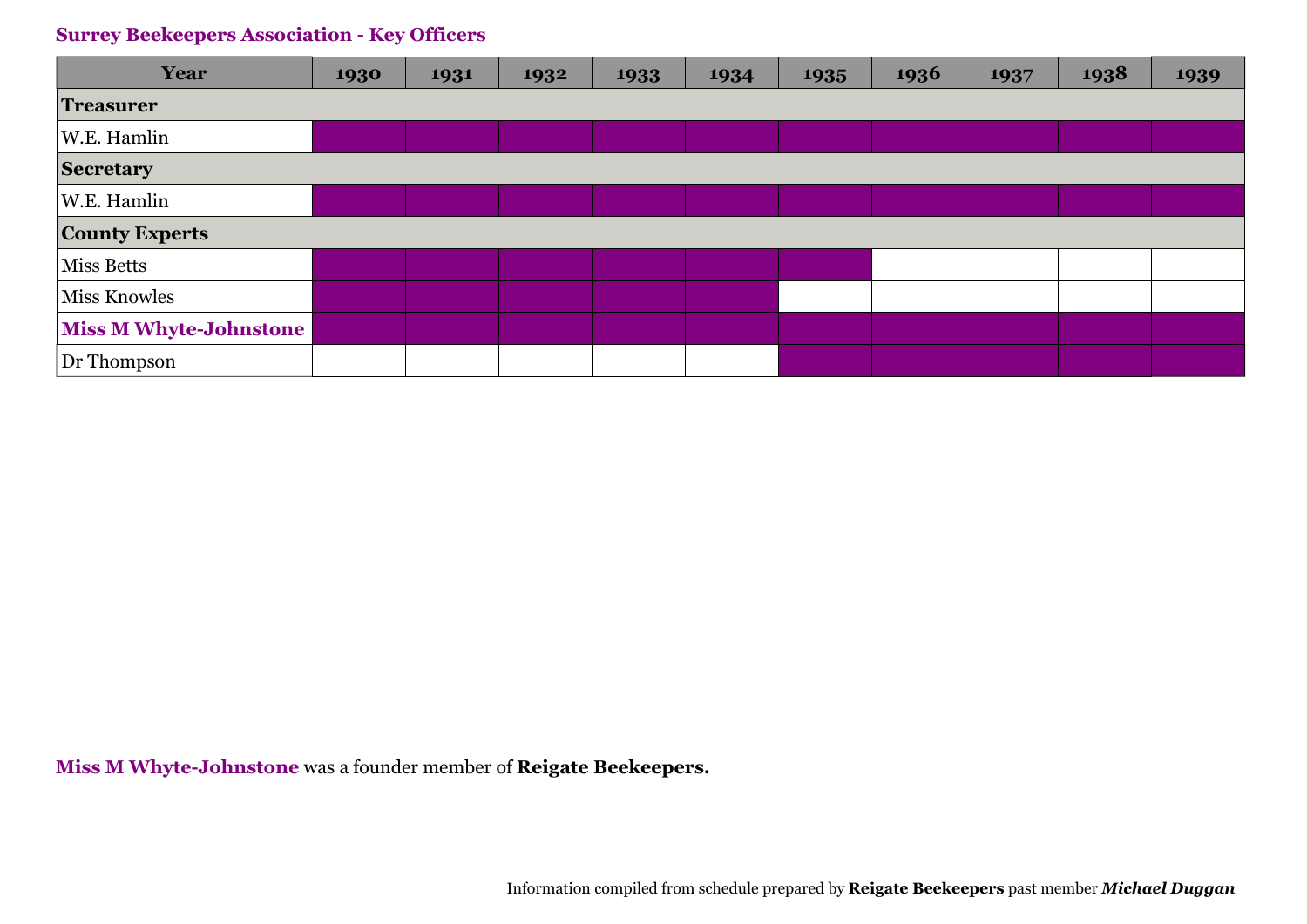## Surrey Beekeepers Association - Key Officers

| Year | 1930 | 1931 | 1932 | 1933 | 1934 | 1935 | 1936 | 1937 | 1938 | 1939 |
|---|---|---|---|---|---|---|---|---|---|---|
| **Treasurer** | | | | | | | | | | |
| W.E. Hamlin | ■ | ■ | ■ | ■ | ■ | ■ | ■ | ■ | ■ | ■ |
| **Secretary** | | | | | | | | | | |
| W.E. Hamlin | ■ | ■ | ■ | ■ | ■ | ■ | ■ | ■ | ■ | ■ |
| **County Experts** | | | | | | | | | | |
| Miss Betts | ■ | ■ | ■ | ■ | ■ | ■ | | | | |
| Miss Knowles | ■ | ■ | ■ | ■ | ■ | | | | | |
| **Miss M Whyte-Johnstone** | ■ | ■ | ■ | ■ | ■ | ■ | ■ | ■ | ■ | ■ |
| Dr Thompson | | | | | | ■ | ■ | ■ | ■ | ■ |

**Miss M Whyte-Johnstone** was a founder member of **Reigate Beekeepers.**

Information compiled from schedule prepared by **Reigate Beekeepers** past member ***Michael Duggan***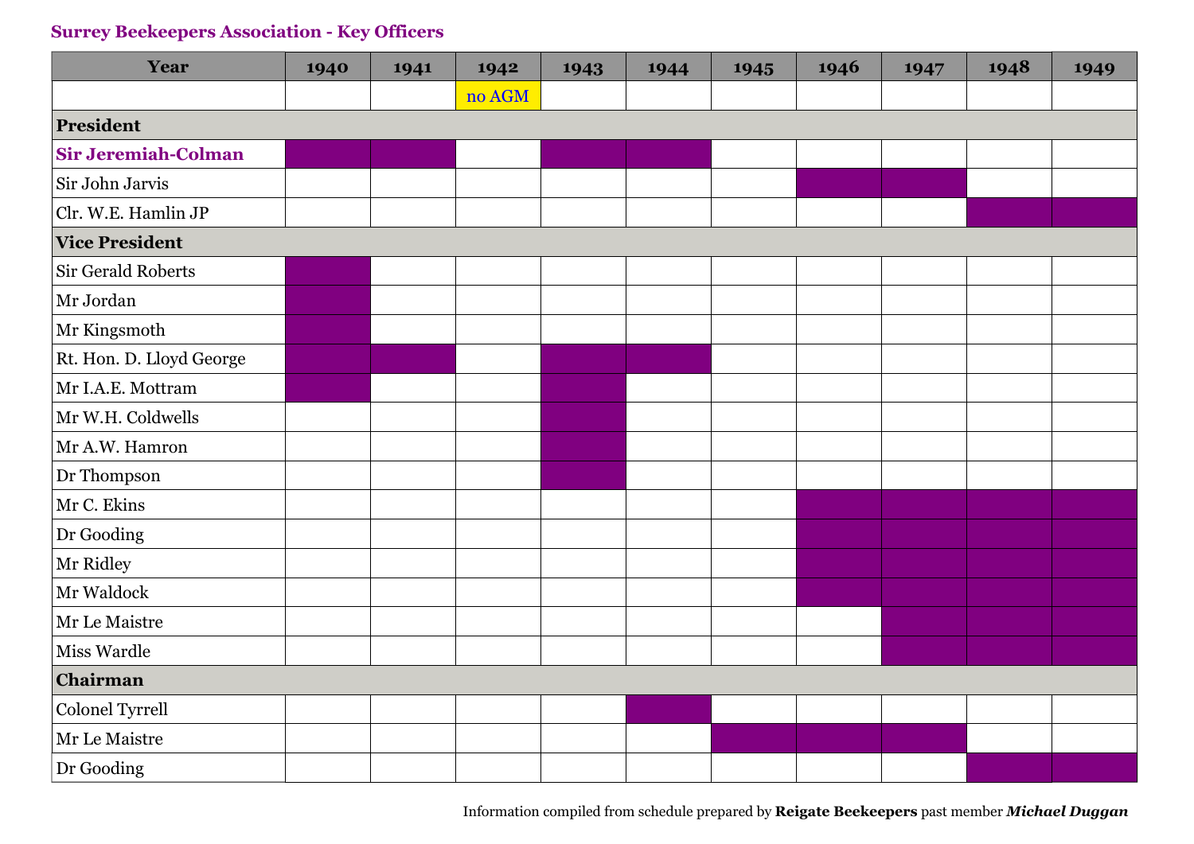## Surrey Beekeepers Association - Key Officers

| Year | 1940 | 1941 | 1942 | 1943 | 1944 | 1945 | 1946 | 1947 | 1948 | 1949 |
|---|---|---|---|---|---|---|---|---|---|---|
| | | | no AGM | | | | | | | |
| **President** | | | | | | | | | | |
| **Sir Jeremiah-Colman** | ■ | ■ | | ■ | ■ | | | | | |
| Sir John Jarvis | | | | | | | ■ | ■ | | |
| Clr. W.E. Hamlin JP | | | | | | | | | ■ | ■ |
| **Vice President** | | | | | | | | | | |
| Sir Gerald Roberts | ■ | | | | | | | | | |
| Mr Jordan | ■ | | | | | | | | | |
| Mr Kingsmoth | ■ | | | | | | | | | |
| Rt. Hon. D. Lloyd George | ■ | ■ | | ■ | ■ | | | | | |
| Mr I.A.E. Mottram | ■ | | | ■ | | | | | | |
| Mr W.H. Coldwells | | | | ■ | | | | | | |
| Mr A.W. Hamron | | | | ■ | | | | | | |
| Dr Thompson | | | | ■ | | | | | | |
| Mr C. Ekins | | | | | | | ■ | ■ | ■ | ■ |
| Dr Gooding | | | | | | | ■ | ■ | ■ | ■ |
| Mr Ridley | | | | | | | ■ | ■ | ■ | ■ |
| Mr Waldock | | | | | | | ■ | ■ | ■ | ■ |
| Mr Le Maistre | | | | | | | | ■ | ■ | ■ |
| Miss Wardle | | | | | | | | ■ | ■ | ■ |
| **Chairman** | | | | | | | | | | |
| Colonel Tyrrell | | | | | ■ | | | | | |
| Mr Le Maistre | | | | | | ■ | ■ | ■ | | |
| Dr Gooding | | | | | | | | | ■ | ■ |

Information compiled from schedule prepared by **Reigate Beekeepers** past member ***Michael Duggan***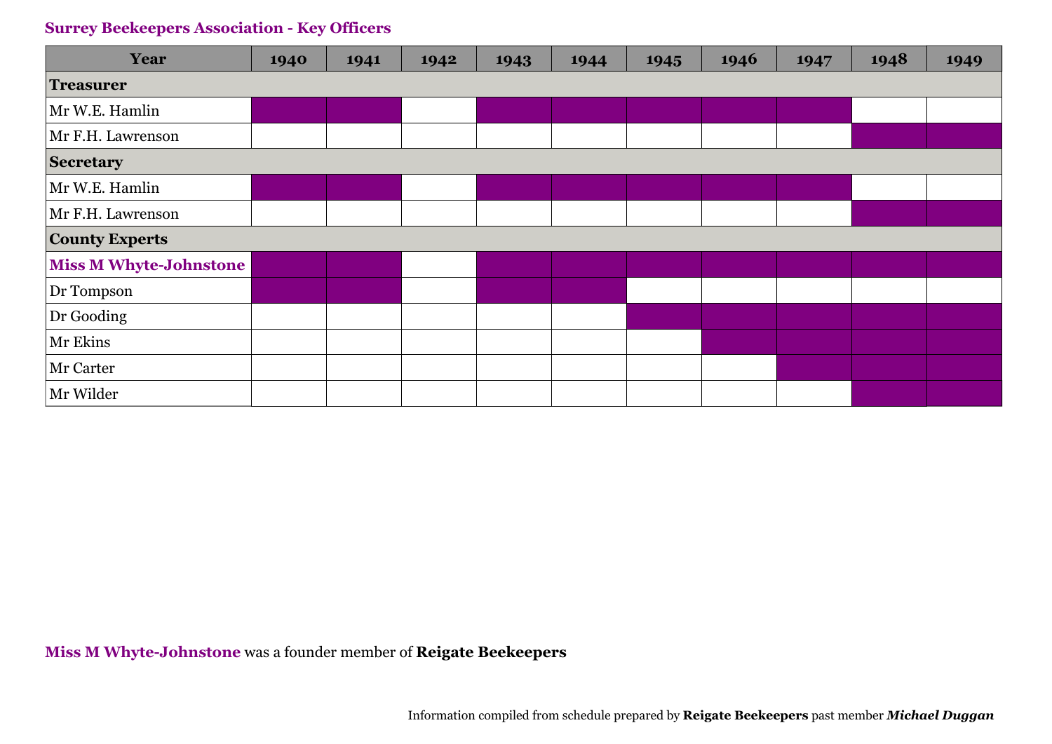## Surrey Beekeepers Association - Key Officers

| Year | 1940 | 1941 | 1942 | 1943 | 1944 | 1945 | 1946 | 1947 | 1948 | 1949 |
|---|---|---|---|---|---|---|---|---|---|---|
| **Treasurer** | | | | | | | | | | |
| Mr W.E. Hamlin | ■ | ■ | | ■ | ■ | ■ | ■ | ■ | | |
| Mr F.H. Lawrenson | | | | | | | | | ■ | ■ |
| **Secretary** | | | | | | | | | | |
| Mr W.E. Hamlin | ■ | ■ | | ■ | ■ | ■ | ■ | ■ | | |
| Mr F.H. Lawrenson | | | | | | | | | ■ | ■ |
| **County Experts** | | | | | | | | | | |
| **Miss M Whyte-Johnstone** | ■ | ■ | | ■ | ■ | ■ | ■ | ■ | ■ | ■ |
| Dr Tompson | ■ | ■ | | ■ | ■ | | | | | |
| Dr Gooding | | | | | | ■ | ■ | ■ | ■ | ■ |
| Mr Ekins | | | | | | | ■ | ■ | ■ | ■ |
| Mr Carter | | | | | | | | ■ | ■ | ■ |
| Mr Wilder | | | | | | | | | ■ | ■ |

**Miss M Whyte-Johnstone** was a founder member of **Reigate Beekeepers**

Information compiled from schedule prepared by **Reigate Beekeepers** past member ***Michael Duggan***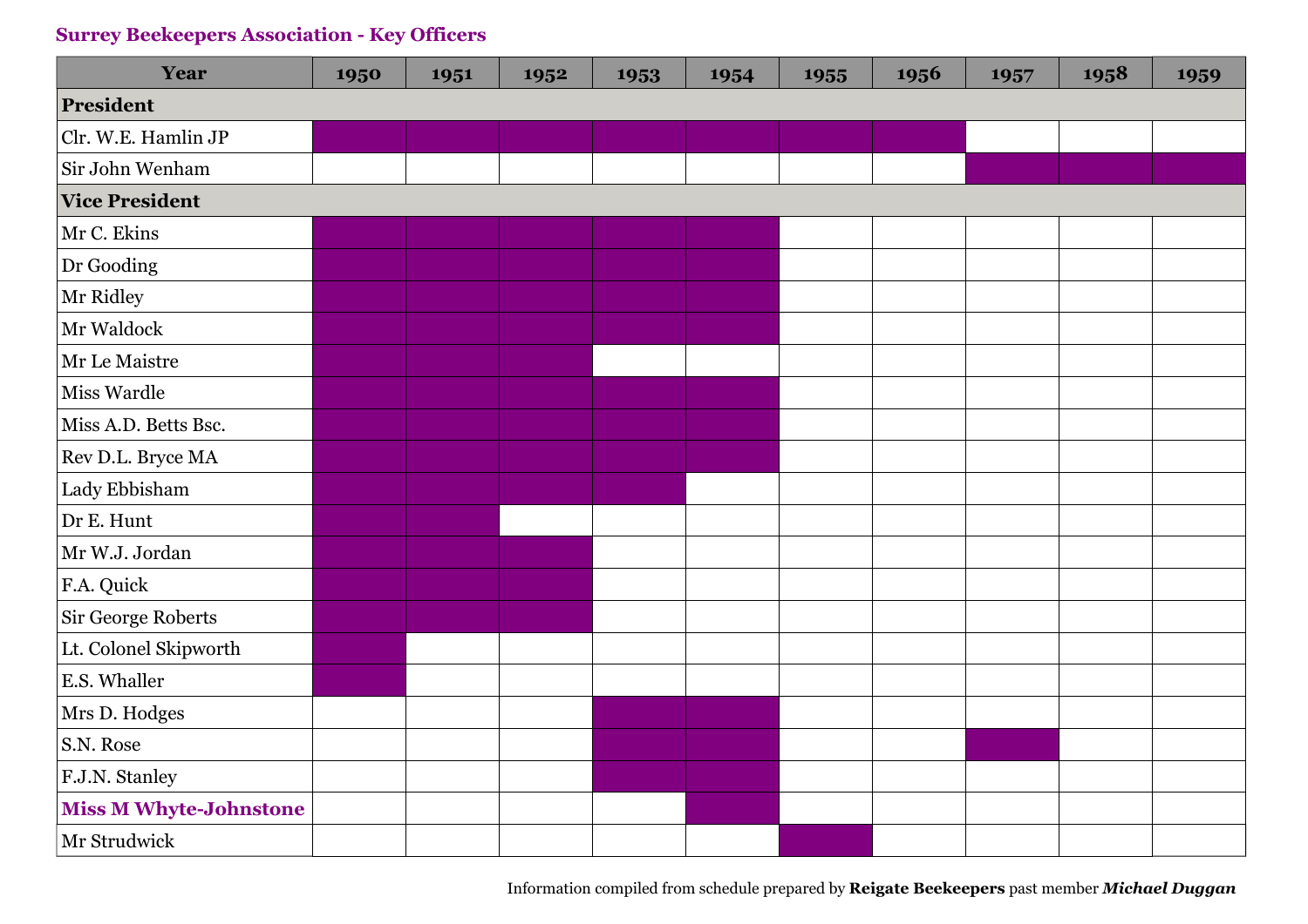## Surrey Beekeepers Association - Key Officers

| Year | 1950 | 1951 | 1952 | 1953 | 1954 | 1955 | 1956 | 1957 | 1958 | 1959 |
|---|---|---|---|---|---|---|---|---|---|---|
| **President** | | | | | | | | | | |
| Clr. W.E. Hamlin JP | ■ | ■ | ■ | ■ | ■ | ■ | ■ | | | |
| Sir John Wenham | | | | | | | | ■ | ■ | ■ |
| **Vice President** | | | | | | | | | | |
| Mr C. Ekins | ■ | ■ | ■ | ■ | ■ | | | | | |
| Dr Gooding | ■ | ■ | ■ | ■ | ■ | | | | | |
| Mr Ridley | ■ | ■ | ■ | ■ | ■ | | | | | |
| Mr Waldock | ■ | ■ | ■ | ■ | ■ | | | | | |
| Mr Le Maistre | ■ | ■ | ■ | | | | | | | |
| Miss Wardle | ■ | ■ | ■ | ■ | ■ | | | | | |
| Miss A.D. Betts Bsc. | ■ | ■ | ■ | ■ | ■ | | | | | |
| Rev D.L. Bryce MA | ■ | ■ | ■ | ■ | ■ | | | | | |
| Lady Ebbisham | ■ | ■ | ■ | ■ | | | | | | |
| Dr E. Hunt | ■ | ■ | | | | | | | | |
| Mr W.J. Jordan | ■ | ■ | ■ | | | | | | | |
| F.A. Quick | ■ | ■ | ■ | | | | | | | |
| Sir George Roberts | ■ | ■ | ■ | | | | | | | |
| Lt. Colonel Skipworth | ■ | | | | | | | | | |
| E.S. Whaller | ■ | | | | | | | | | |
| Mrs D. Hodges | | | | ■ | ■ | | | | | |
| S.N. Rose | | | | ■ | ■ | | | ■ | | |
| F.J.N. Stanley | | | | ■ | ■ | | | | | |
| **Miss M Whyte-Johnstone** | | | | | ■ | | | | | |
| Mr Strudwick | | | | | | ■ | | | | |

Information compiled from schedule prepared by **Reigate Beekeepers** past member ***Michael Duggan***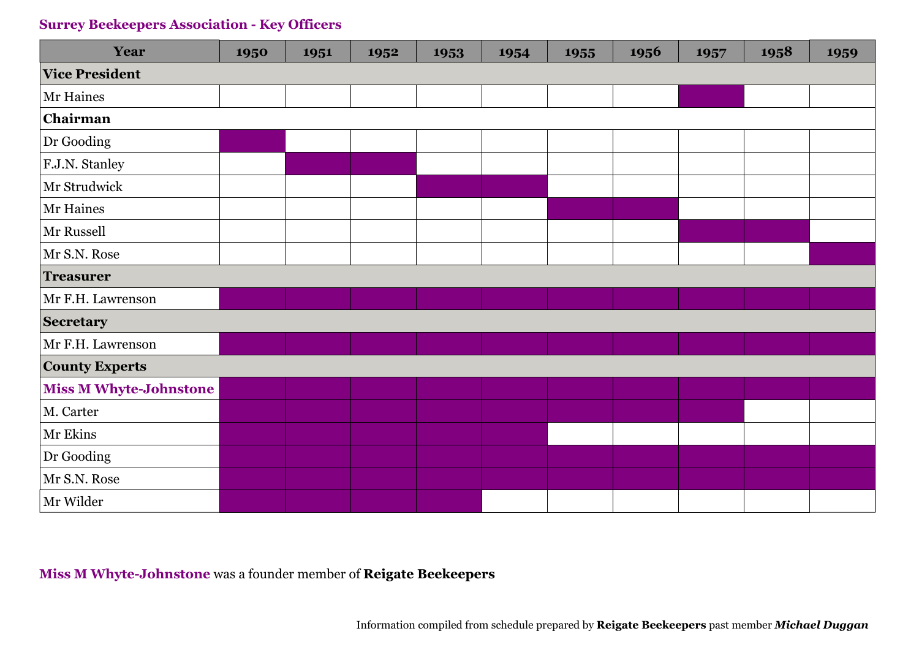**Surrey Beekeepers Association - Key Officers**

(■ = shaded cell)

| Year | 1950 | 1951 | 1952 | 1953 | 1954 | 1955 | 1956 | 1957 | 1958 | 1959 |
|---|---|---|---|---|---|---|---|---|---|---|
| **Vice President** | | | | | | | | | | |
| Mr Haines | | | | | | | | ■ | | |
| **Chairman** | | | | | | | | | | |
| Dr Gooding | ■ | | | | | | | | | |
| F.J.N. Stanley | | ■ | ■ | | | | | | | |
| Mr Strudwick | | | | ■ | ■ | | | | | |
| Mr Haines | | | | | | ■ | ■ | | | |
| Mr Russell | | | | | | | | ■ | ■ | |
| Mr S.N. Rose | | | | | | | | | | ■ |
| **Treasurer** | | | | | | | | | | |
| Mr F.H. Lawrenson | ■ | ■ | ■ | ■ | ■ | ■ | ■ | ■ | ■ | ■ |
| **Secretary** | | | | | | | | | | |
| Mr F.H. Lawrenson | ■ | ■ | ■ | ■ | ■ | ■ | ■ | ■ | ■ | ■ |
| **County Experts** | | | | | | | | | | |
| **Miss M Whyte-Johnstone** | ■ | ■ | ■ | ■ | ■ | ■ | ■ | ■ | ■ | ■ |
| M. Carter | ■ | ■ | ■ | ■ | ■ | ■ | ■ | ■ | | |
| Mr Ekins | ■ | ■ | ■ | ■ | ■ | | | | | |
| Dr Gooding | ■ | ■ | ■ | ■ | ■ | ■ | ■ | ■ | ■ | ■ |
| Mr S.N. Rose | ■ | ■ | ■ | ■ | ■ | ■ | ■ | ■ | ■ | ■ |
| Mr Wilder | ■ | ■ | ■ | ■ | | | | | | |

**Miss M Whyte-Johnstone** was a founder member of **Reigate Beekeepers**

Information compiled from schedule prepared by **Reigate Beekeepers** past member ***Michael Duggan***